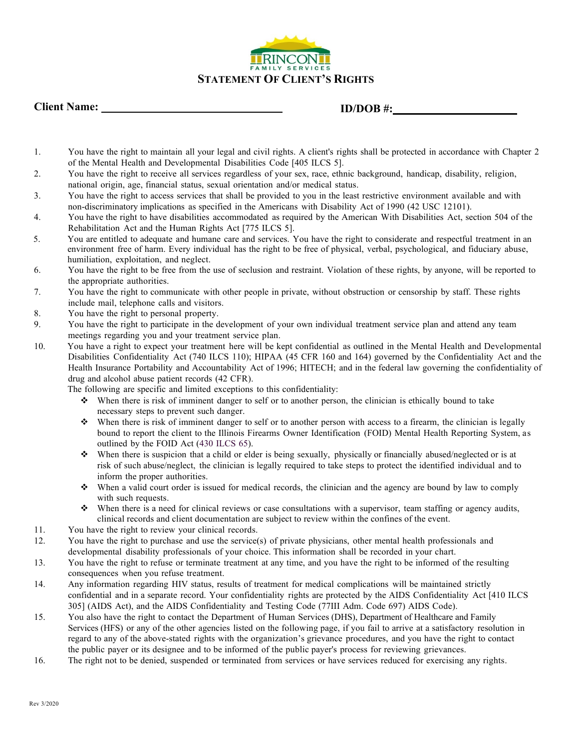RINCON FAMILY SERVICES

# STATEMENT OF CLIENT'S RIGHTS

**Client Name:** ________________________________ **ID/DOB #:** ______________________

1. You have the right to maintain all your legal and civil rights. A client's rights shall be protected in accordance with Chapter 2 of the Mental Health and Developmental Disabilities Code [405 ILCS 5].
2. You have the right to receive all services regardless of your sex, race, ethnic background, handicap, disability, religion, national origin, age, financial status, sexual orientation and/or medical status.
3. You have the right to access services that shall be provided to you in the least restrictive environment available and with non-discriminatory implications as specified in the Americans with Disability Act of 1990 (42 USC 12101).
4. You have the right to have disabilities accommodated as required by the American With Disabilities Act, section 504 of the Rehabilitation Act and the Human Rights Act [775 ILCS 5].
5. You are entitled to adequate and humane care and services. You have the right to considerate and respectful treatment in an environment free of harm. Every individual has the right to be free of physical, verbal, psychological, and fiduciary abuse, humiliation, exploitation, and neglect.
6. You have the right to be free from the use of seclusion and restraint. Violation of these rights, by anyone, will be reported to the appropriate authorities.
7. You have the right to communicate with other people in private, without obstruction or censorship by staff. These rights include mail, telephone calls and visitors.
8. You have the right to personal property.
9. You have the right to participate in the development of your own individual treatment service plan and attend any team meetings regarding you and your treatment service plan.
10. You have a right to expect your treatment here will be kept confidential as outlined in the Mental Health and Developmental Disabilities Confidentiality Act (740 ILCS 110); HIPAA (45 CFR 160 and 164) governed by the Confidentiality Act and the Health Insurance Portability and Accountability Act of 1996; HITECH; and in the federal law governing the confidentiality of drug and alcohol abuse patient records (42 CFR).

    The following are specific and limited exceptions to this confidentiality:

    - When there is risk of imminent danger to self or to another person, the clinician is ethically bound to take necessary steps to prevent such danger.
    - When there is risk of imminent danger to self or to another person with access to a firearm, the clinician is legally bound to report the client to the Illinois Firearms Owner Identification (FOID) Mental Health Reporting System, as outlined by the FOID Act (430 ILCS 65).
    - When there is suspicion that a child or elder is being sexually, physically or financially abused/neglected or is at risk of such abuse/neglect, the clinician is legally required to take steps to protect the identified individual and to inform the proper authorities.
    - When a valid court order is issued for medical records, the clinician and the agency are bound by law to comply with such requests.
    - When there is a need for clinical reviews or case consultations with a supervisor, team staffing or agency audits, clinical records and client documentation are subject to review within the confines of the event.
11. You have the right to review your clinical records.
12. You have the right to purchase and use the service(s) of private physicians, other mental health professionals and developmental disability professionals of your choice. This information shall be recorded in your chart.
13. You have the right to refuse or terminate treatment at any time, and you have the right to be informed of the resulting consequences when you refuse treatment.
14. Any information regarding HIV status, results of treatment for medical complications will be maintained strictly confidential and in a separate record. Your confidentiality rights are protected by the AIDS Confidentiality Act [410 ILCS 305] (AIDS Act), and the AIDS Confidentiality and Testing Code (77Ill Adm. Code 697) AIDS Code).
15. You also have the right to contact the Department of Human Services (DHS), Department of Healthcare and Family Services (HFS) or any of the other agencies listed on the following page, if you fail to arrive at a satisfactory resolution in regard to any of the above-stated rights with the organization's grievance procedures, and you have the right to contact the public payer or its designee and to be informed of the public payer's process for reviewing grievances.
16. The right not to be denied, suspended or terminated from services or have services reduced for exercising any rights.

Rev 3/2020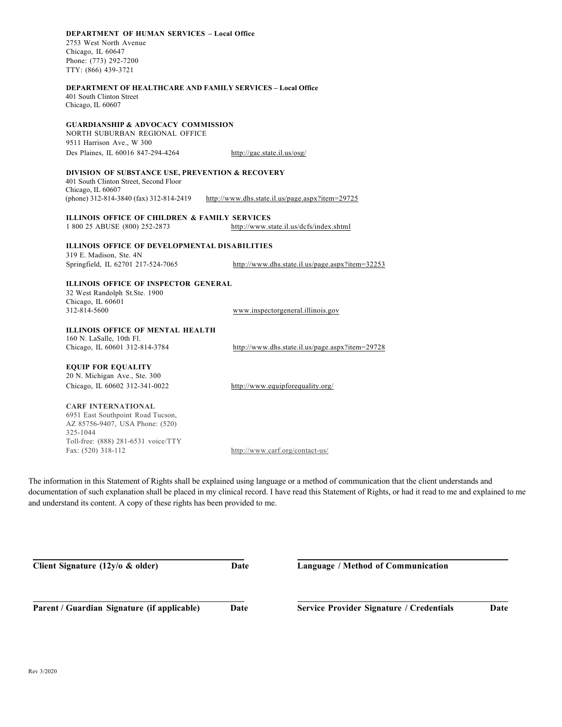**DEPARTMENT OF HUMAN SERVICES – Local Office**
2753 West North Avenue
Chicago, IL 60647
Phone: (773) 292-7200
TTY: (866) 439-3721

**DEPARTMENT OF HEALTHCARE AND FAMILY SERVICES – Local Office**
401 South Clinton Street
Chicago, IL 60607

**GUARDIANSHIP & ADVOCACY COMMISSION**
NORTH SUBURBAN REGIONAL OFFICE
9511 Harrison Ave., W 300
Des Plaines, IL 60016 847-294-4264 http://gac.state.il.us/osg/

**DIVISION OF SUBSTANCE USE, PREVENTION & RECOVERY**
401 South Clinton Street, Second Floor
Chicago, IL 60607
(phone) 312-814-3840 (fax) 312-814-2419 http://www.dhs.state.il.us/page.aspx?item=29725

**ILLINOIS OFFICE OF CHILDREN & FAMILY SERVICES**
1 800 25 ABUSE (800) 252-2873 http://www.state.il.us/dcfs/index.shtml

**ILLINOIS OFFICE OF DEVELOPMENTAL DISABILITIES**
319 E. Madison, Ste. 4N
Springfield, IL 62701 217-524-7065 http://www.dhs.state.il.us/page.aspx?item=32253

**ILLINOIS OFFICE OF INSPECTOR GENERAL**
32 West Randolph St.Ste. 1900
Chicago, IL 60601
312-814-5600 www.inspectorgeneral.illinois.gov

**ILLINOIS OFFICE OF MENTAL HEALTH**
160 N. LaSalle, 10th Fl.
Chicago, IL 60601 312-814-3784 http://www.dhs.state.il.us/page.aspx?item=29728

**EQUIP FOR EQUALITY**
20 N. Michigan Ave., Ste. 300
Chicago, IL 60602 312-341-0022 http://www.equipforequality.org/

**CARF INTERNATIONAL**
6951 East Southpoint Road Tucson,
AZ 85756-9407, USA Phone: (520)
325-1044
Toll-free: (888) 281-6531 voice/TTY
Fax: (520) 318-112 http://www.carf.org/contact-us/

The information in this Statement of Rights shall be explained using language or a method of communication that the client understands and documentation of such explanation shall be placed in my clinical record. I have read this Statement of Rights, or had it read to me and explained to me and understand its content. A copy of these rights has been provided to me.

| | | | |
|---|---|---|---|
| **Client Signature (12y/o & older)** | **Date** | **Language / Method of Communication** | |
| **Parent / Guardian Signature (if applicable)** | **Date** | **Service Provider Signature / Credentials** | **Date** |

Rev 3/2020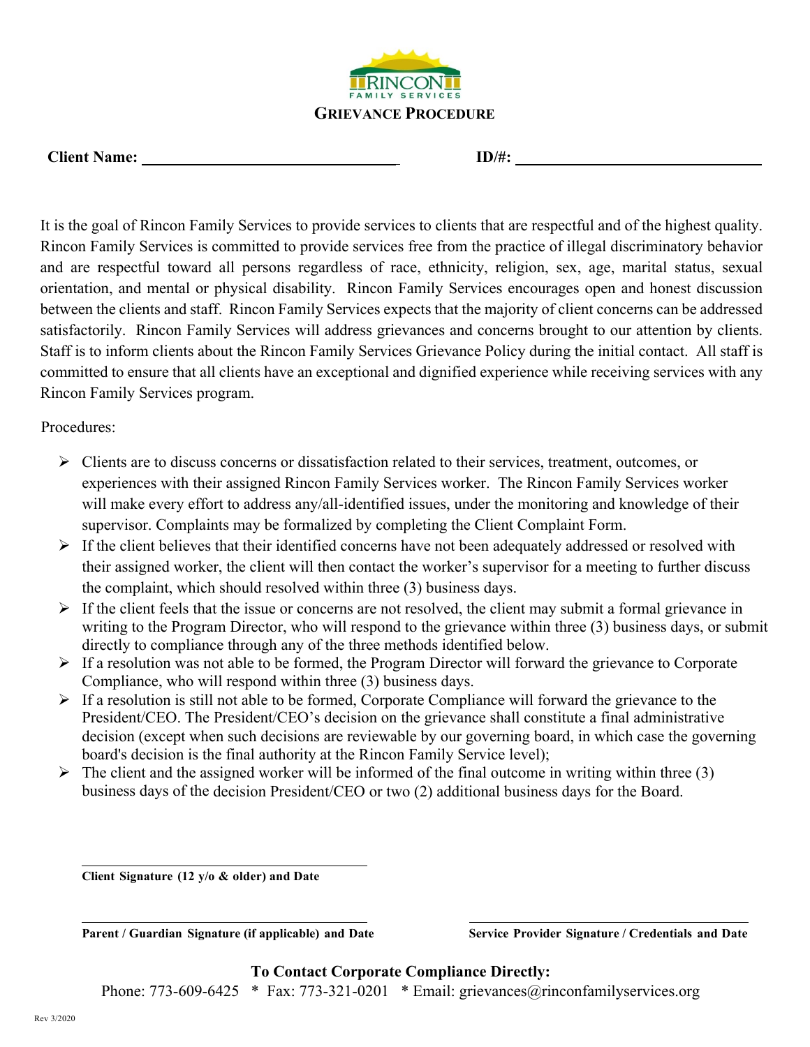RINCON
FAMILY SERVICES

# GRIEVANCE PROCEDURE

**Client Name:** ______________________________ **ID/#:** ______________________________

It is the goal of Rincon Family Services to provide services to clients that are respectful and of the highest quality. Rincon Family Services is committed to provide services free from the practice of illegal discriminatory behavior and are respectful toward all persons regardless of race, ethnicity, religion, sex, age, marital status, sexual orientation, and mental or physical disability. Rincon Family Services encourages open and honest discussion between the clients and staff. Rincon Family Services expects that the majority of client concerns can be addressed satisfactorily. Rincon Family Services will address grievances and concerns brought to our attention by clients. Staff is to inform clients about the Rincon Family Services Grievance Policy during the initial contact. All staff is committed to ensure that all clients have an exceptional and dignified experience while receiving services with any Rincon Family Services program.

Procedures:

- Clients are to discuss concerns or dissatisfaction related to their services, treatment, outcomes, or experiences with their assigned Rincon Family Services worker. The Rincon Family Services worker will make every effort to address any/all-identified issues, under the monitoring and knowledge of their supervisor. Complaints may be formalized by completing the Client Complaint Form.
- If the client believes that their identified concerns have not been adequately addressed or resolved with their assigned worker, the client will then contact the worker's supervisor for a meeting to further discuss the complaint, which should resolved within three (3) business days.
- If the client feels that the issue or concerns are not resolved, the client may submit a formal grievance in writing to the Program Director, who will respond to the grievance within three (3) business days, or submit directly to compliance through any of the three methods identified below.
- If a resolution was not able to be formed, the Program Director will forward the grievance to Corporate Compliance, who will respond within three (3) business days.
- If a resolution is still not able to be formed, Corporate Compliance will forward the grievance to the President/CEO. The President/CEO's decision on the grievance shall constitute a final administrative decision (except when such decisions are reviewable by our governing board, in which case the governing board's decision is the final authority at the Rincon Family Service level);
- The client and the assigned worker will be informed of the final outcome in writing within three (3) business days of the decision President/CEO or two (2) additional business days for the Board.

______________________________
**Client Signature (12 y/o & older) and Date**

______________________________
**Parent / Guardian Signature (if applicable) and Date**

______________________________
**Service Provider Signature / Credentials and Date**

**To Contact Corporate Compliance Directly:**

Phone: 773-609-6425 * Fax: 773-321-0201 * Email: grievances@rinconfamilyservices.org

Rev 3/2020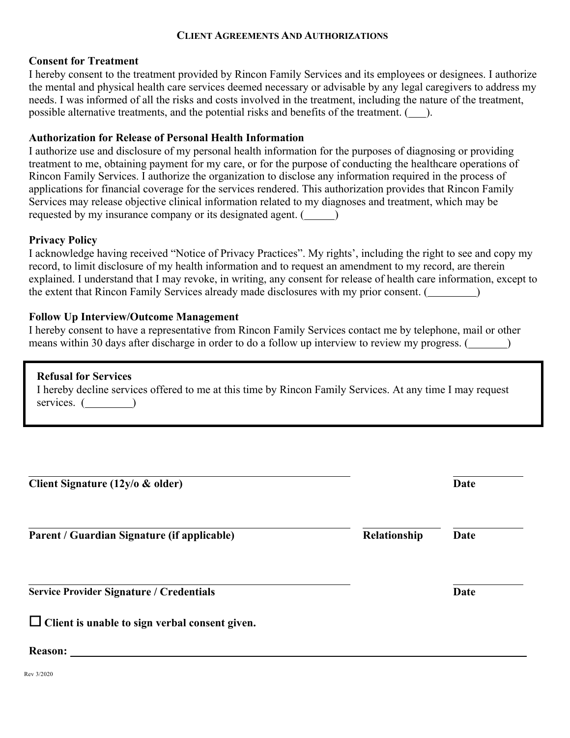## Client Agreements And Authorizations

**Consent for Treatment**

I hereby consent to the treatment provided by Rincon Family Services and its employees or designees. I authorize the mental and physical health care services deemed necessary or advisable by any legal caregivers to address my needs. I was informed of all the risks and costs involved in the treatment, including the nature of the treatment, possible alternative treatments, and the potential risks and benefits of the treatment. (___).

**Authorization for Release of Personal Health Information**

I authorize use and disclosure of my personal health information for the purposes of diagnosing or providing treatment to me, obtaining payment for my care, or for the purpose of conducting the healthcare operations of Rincon Family Services. I authorize the organization to disclose any information required in the process of applications for financial coverage for the services rendered. This authorization provides that Rincon Family Services may release objective clinical information related to my diagnoses and treatment, which may be requested by my insurance company or its designated agent. (______)

**Privacy Policy**

I acknowledge having received "Notice of Privacy Practices". My rights', including the right to see and copy my record, to limit disclosure of my health information and to request an amendment to my record, are therein explained. I understand that I may revoke, in writing, any consent for release of health care information, except to the extent that Rincon Family Services already made disclosures with my prior consent. (_________)

**Follow Up Interview/Outcome Management**

I hereby consent to have a representative from Rincon Family Services contact me by telephone, mail or other means within 30 days after discharge in order to do a follow up interview to review my progress. (_______)

**Refusal for Services**

I hereby decline services offered to me at this time by Rincon Family Services. At any time I may request services. (_________)

________________________________________ ____________
**Client Signature (12y/o & older)** **Date**

________________________________________ ____________ ____________
**Parent / Guardian Signature (if applicable)** **Relationship** **Date**

________________________________________ ____________
**Service Provider Signature / Credentials** **Date**

☐ **Client is unable to sign verbal consent given.**

**Reason:** ____________________________________________

Rev 3/2020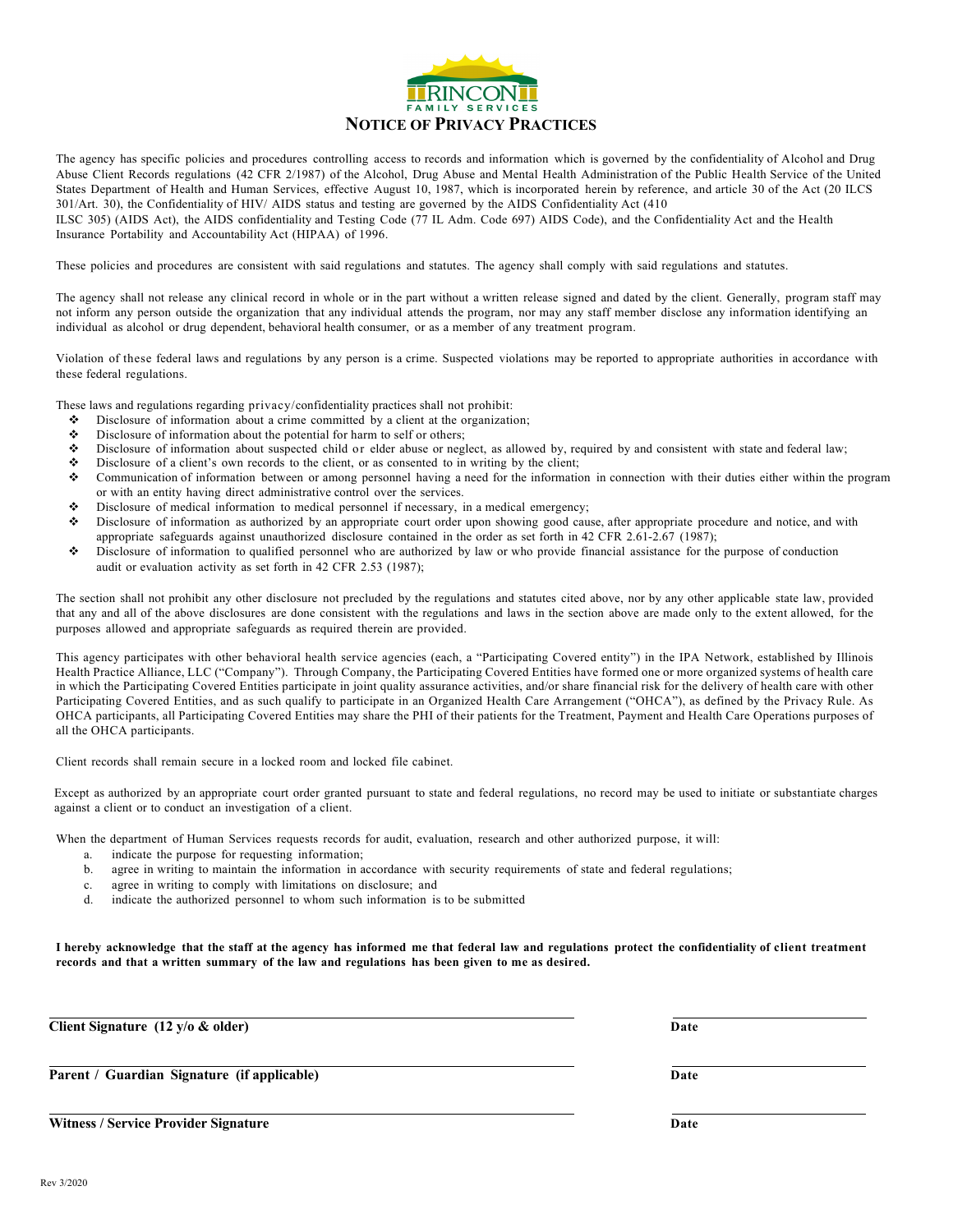RINCON

FAMILY SERVICES

# NOTICE OF PRIVACY PRACTICES

The agency has specific policies and procedures controlling access to records and information which is governed by the confidentiality of Alcohol and Drug Abuse Client Records regulations (42 CFR 2/1987) of the Alcohol, Drug Abuse and Mental Health Administration of the Public Health Service of the United States Department of Health and Human Services, effective August 10, 1987, which is incorporated herein by reference, and article 30 of the Act (20 ILCS 301/Art. 30), the Confidentiality of HIV/ AIDS status and testing are governed by the AIDS Confidentiality Act (410 ILSC 305) (AIDS Act), the AIDS confidentiality and Testing Code (77 IL Adm. Code 697) AIDS Code), and the Confidentiality Act and the Health Insurance Portability and Accountability Act (HIPAA) of 1996.

These policies and procedures are consistent with said regulations and statutes. The agency shall comply with said regulations and statutes.

The agency shall not release any clinical record in whole or in the part without a written release signed and dated by the client. Generally, program staff may not inform any person outside the organization that any individual attends the program, nor may any staff member disclose any information identifying an individual as alcohol or drug dependent, behavioral health consumer, or as a member of any treatment program.

Violation of these federal laws and regulations by any person is a crime. Suspected violations may be reported to appropriate authorities in accordance with these federal regulations.

These laws and regulations regarding privacy/confidentiality practices shall not prohibit:

- Disclosure of information about a crime committed by a client at the organization;
- Disclosure of information about the potential for harm to self or others;
- Disclosure of information about suspected child or elder abuse or neglect, as allowed by, required by and consistent with state and federal law;
- Disclosure of a client's own records to the client, or as consented to in writing by the client;
- Communication of information between or among personnel having a need for the information in connection with their duties either within the program or with an entity having direct administrative control over the services.
- Disclosure of medical information to medical personnel if necessary, in a medical emergency;
- Disclosure of information as authorized by an appropriate court order upon showing good cause, after appropriate procedure and notice, and with appropriate safeguards against unauthorized disclosure contained in the order as set forth in 42 CFR 2.61-2.67 (1987);
- Disclosure of information to qualified personnel who are authorized by law or who provide financial assistance for the purpose of conduction audit or evaluation activity as set forth in 42 CFR 2.53 (1987);

The section shall not prohibit any other disclosure not precluded by the regulations and statutes cited above, nor by any other applicable state law, provided that any and all of the above disclosures are done consistent with the regulations and laws in the section above are made only to the extent allowed, for the purposes allowed and appropriate safeguards as required therein are provided.

This agency participates with other behavioral health service agencies (each, a "Participating Covered entity") in the IPA Network, established by Illinois Health Practice Alliance, LLC ("Company"). Through Company, the Participating Covered Entities have formed one or more organized systems of health care in which the Participating Covered Entities participate in joint quality assurance activities, and/or share financial risk for the delivery of health care with other Participating Covered Entities, and as such qualify to participate in an Organized Health Care Arrangement ("OHCA"), as defined by the Privacy Rule. As OHCA participants, all Participating Covered Entities may share the PHI of their patients for the Treatment, Payment and Health Care Operations purposes of all the OHCA participants.

Client records shall remain secure in a locked room and locked file cabinet.

Except as authorized by an appropriate court order granted pursuant to state and federal regulations, no record may be used to initiate or substantiate charges against a client or to conduct an investigation of a client.

When the department of Human Services requests records for audit, evaluation, research and other authorized purpose, it will:

a. indicate the purpose for requesting information;
b. agree in writing to maintain the information in accordance with security requirements of state and federal regulations;
c. agree in writing to comply with limitations on disclosure; and
d. indicate the authorized personnel to whom such information is to be submitted

**I hereby acknowledge that the staff at the agency has informed me that federal law and regulations protect the confidentiality of client treatment records and that a written summary of the law and regulations has been given to me as desired.**

**Client Signature (12 y/o & older)** ______________________ **Date** __________

**Parent / Guardian Signature (if applicable)** ______________________ **Date** __________

**Witness / Service Provider Signature** ______________________ **Date** __________

Rev 3/2020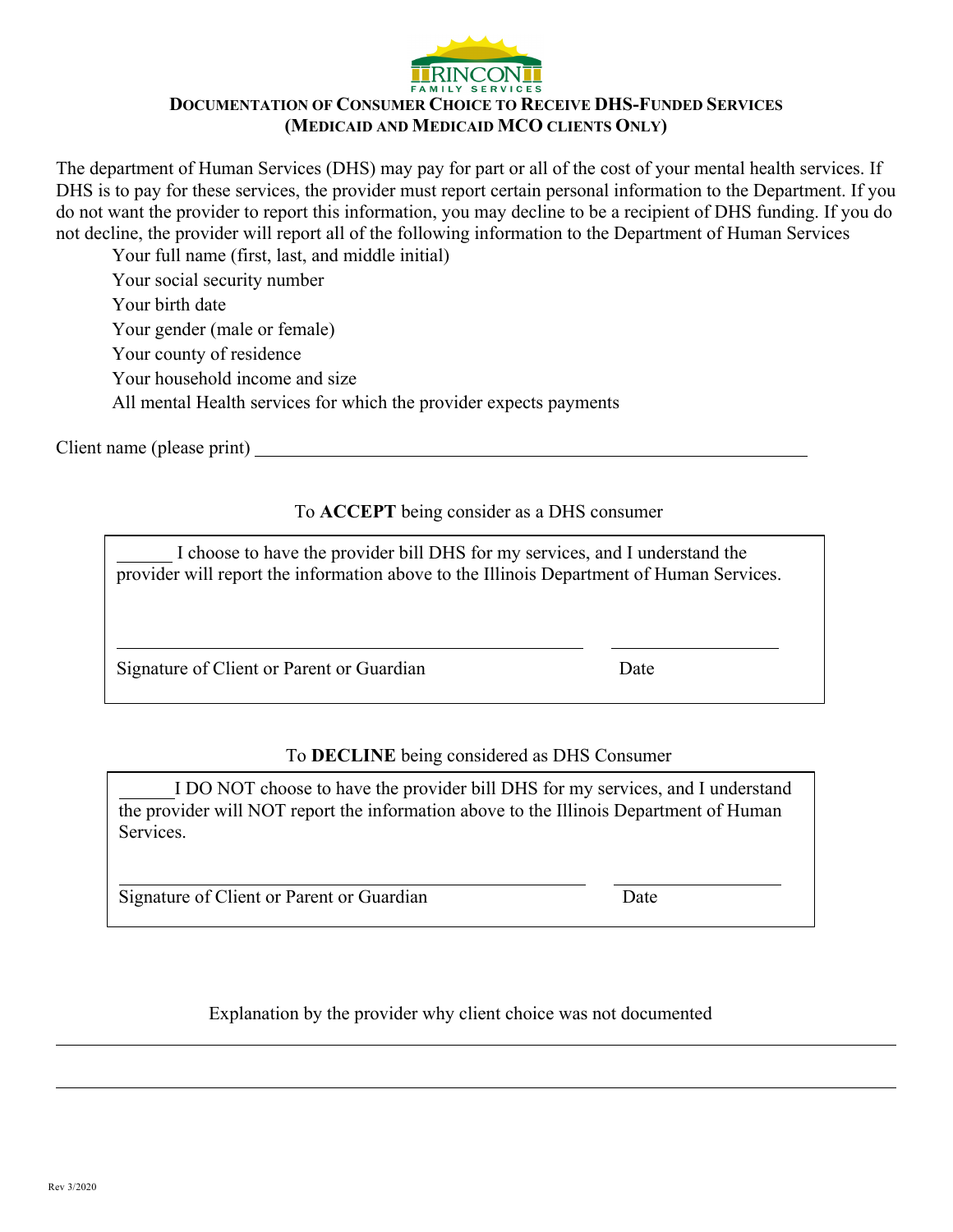# Documentation of Consumer Choice to Receive DHS-Funded Services (Medicaid and Medicaid MCO clients Only)

The department of Human Services (DHS) may pay for part or all of the cost of your mental health services. If DHS is to pay for these services, the provider must report certain personal information to the Department. If you do not want the provider to report this information, you may decline to be a recipient of DHS funding. If you do not decline, the provider will report all of the following information to the Department of Human Services

- Your full name (first, last, and middle initial)
- Your social security number
- Your birth date
- Your gender (male or female)
- Your county of residence
- Your household income and size
- All mental Health services for which the provider expects payments

Client name (please print) ______________________________________________________________

To **ACCEPT** being consider as a DHS consumer

______ I choose to have the provider bill DHS for my services, and I understand the provider will report the information above to the Illinois Department of Human Services.

_______________________________________________ ____________________

Signature of Client or Parent or Guardian Date

To **DECLINE** being considered as DHS Consumer

______ I DO NOT choose to have the provider bill DHS for my services, and I understand the provider will NOT report the information above to the Illinois Department of Human Services.

_______________________________________________ ____________________

Signature of Client or Parent or Guardian Date

Explanation by the provider why client choice was not documented

_____________________________________________________________________________________

_____________________________________________________________________________________

Rev 3/2020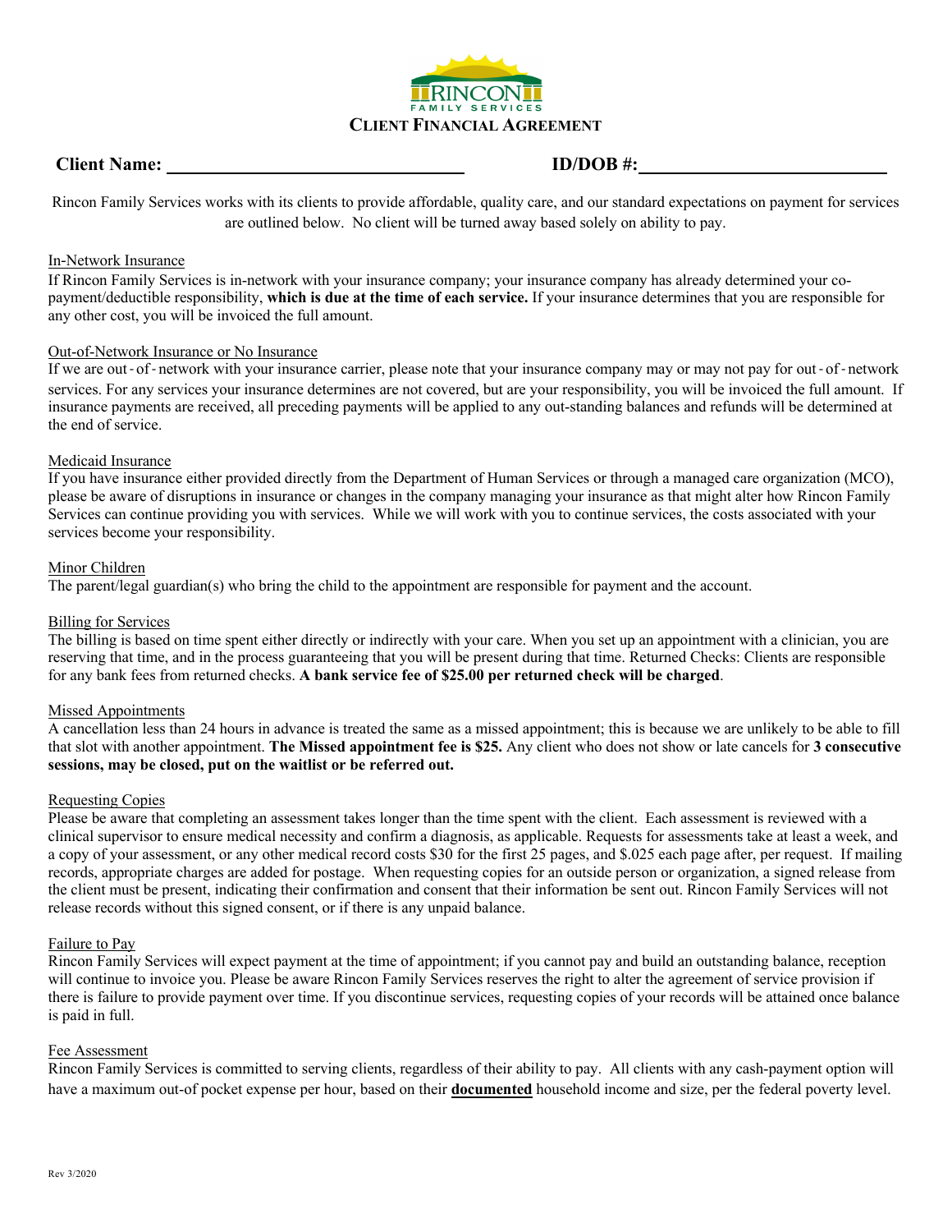RINCON
FAMILY SERVICES

# CLIENT FINANCIAL AGREEMENT

**Client Name:** ________________________________ **ID/DOB #:** ____________________________

Rincon Family Services works with its clients to provide affordable, quality care, and our standard expectations on payment for services are outlined below. No client will be turned away based solely on ability to pay.

## In-Network Insurance

If Rincon Family Services is in-network with your insurance company; your insurance company has already determined your co-payment/deductible responsibility, **which is due at the time of each service.** If your insurance determines that you are responsible for any other cost, you will be invoiced the full amount.

## Out-of-Network Insurance or No Insurance

If we are out-of-network with your insurance carrier, please note that your insurance company may or may not pay for out-of-network services. For any services your insurance determines are not covered, but are your responsibility, you will be invoiced the full amount. If insurance payments are received, all preceding payments will be applied to any out-standing balances and refunds will be determined at the end of service.

## Medicaid Insurance

If you have insurance either provided directly from the Department of Human Services or through a managed care organization (MCO), please be aware of disruptions in insurance or changes in the company managing your insurance as that might alter how Rincon Family Services can continue providing you with services. While we will work with you to continue services, the costs associated with your services become your responsibility.

## Minor Children

The parent/legal guardian(s) who bring the child to the appointment are responsible for payment and the account.

## Billing for Services

The billing is based on time spent either directly or indirectly with your care. When you set up an appointment with a clinician, you are reserving that time, and in the process guaranteeing that you will be present during that time. Returned Checks: Clients are responsible for any bank fees from returned checks. **A bank service fee of $25.00 per returned check will be charged**.

## Missed Appointments

A cancellation less than 24 hours in advance is treated the same as a missed appointment; this is because we are unlikely to be able to fill that slot with another appointment. **The Missed appointment fee is $25.** Any client who does not show or late cancels for **3 consecutive sessions, may be closed, put on the waitlist or be referred out.**

## Requesting Copies

Please be aware that completing an assessment takes longer than the time spent with the client. Each assessment is reviewed with a clinical supervisor to ensure medical necessity and confirm a diagnosis, as applicable. Requests for assessments take at least a week, and a copy of your assessment, or any other medical record costs $30 for the first 25 pages, and $.025 each page after, per request. If mailing records, appropriate charges are added for postage. When requesting copies for an outside person or organization, a signed release from the client must be present, indicating their confirmation and consent that their information be sent out. Rincon Family Services will not release records without this signed consent, or if there is any unpaid balance.

## Failure to Pay

Rincon Family Services will expect payment at the time of appointment; if you cannot pay and build an outstanding balance, reception will continue to invoice you. Please be aware Rincon Family Services reserves the right to alter the agreement of service provision if there is failure to provide payment over time. If you discontinue services, requesting copies of your records will be attained once balance is paid in full.

## Fee Assessment

Rincon Family Services is committed to serving clients, regardless of their ability to pay. All clients with any cash-payment option will have a maximum out-of pocket expense per hour, based on their **documented** household income and size, per the federal poverty level.

Rev 3/2020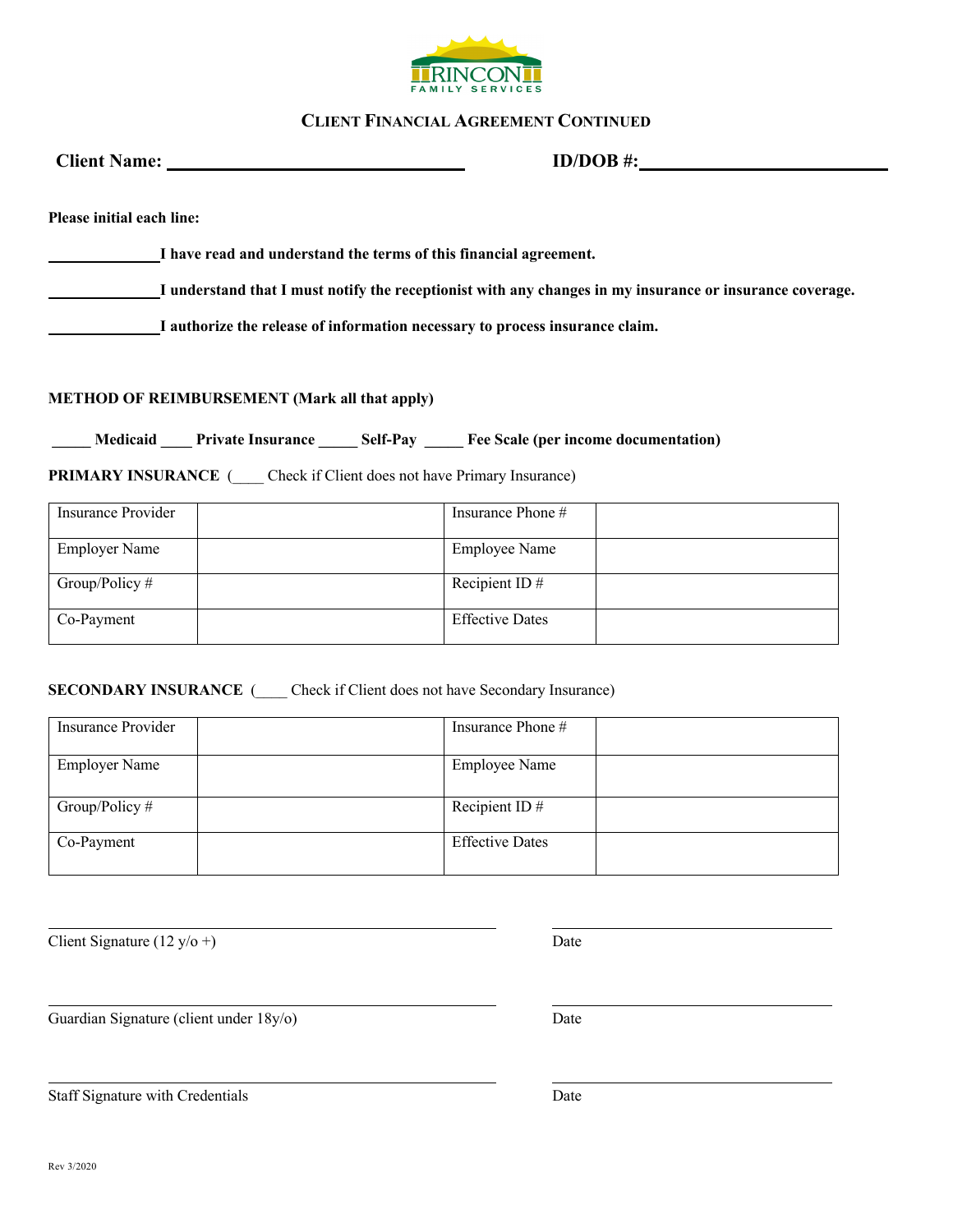RINCON FAMILY SERVICES

## CLIENT FINANCIAL AGREEMENT CONTINUED

**Client Name:** ______________________________ **ID/DOB #:**______________________________

**Please initial each line:**

___________**I have read and understand the terms of this financial agreement.**

___________**I understand that I must notify the receptionist with any changes in my insurance or insurance coverage.**

___________**I authorize the release of information necessary to process insurance claim.**

**METHOD OF REIMBURSEMENT (Mark all that apply)**

_____ **Medicaid** ____ **Private Insurance** _____ **Self-Pay** _____ **Fee Scale (per income documentation)**

**PRIMARY INSURANCE** (____ Check if Client does not have Primary Insurance)

| | | | |
|---|---|---|---|
| Insurance Provider | | Insurance Phone # | |
| Employer Name | | Employee Name | |
| Group/Policy # | | Recipient ID # | |
| Co-Payment | | Effective Dates | |

**SECONDARY INSURANCE** (____ Check if Client does not have Secondary Insurance)

| | | | |
|---|---|---|---|
| Insurance Provider | | Insurance Phone # | |
| Employer Name | | Employee Name | |
| Group/Policy # | | Recipient ID # | |
| Co-Payment | | Effective Dates | |

______________________________ ______________________________
Client Signature (12 y/o +) Date

______________________________ ______________________________
Guardian Signature (client under 18y/o) Date

______________________________ ______________________________
Staff Signature with Credentials Date

Rev 3/2020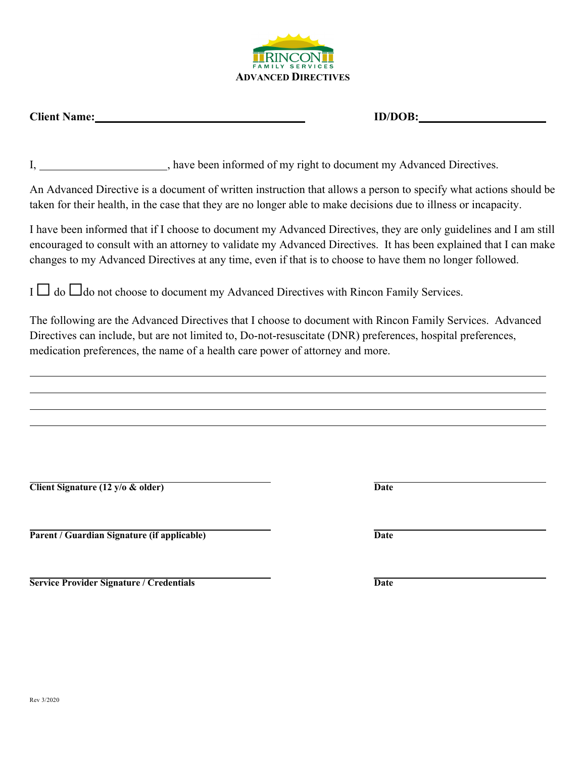RINCON FAMILY SERVICES

# ADVANCED DIRECTIVES

**Client Name:**\_\_\_\_\_\_\_\_\_\_\_\_\_\_\_\_\_\_\_\_\_\_\_\_\_\_\_\_\_\_\_\_\_\_\_\_ **ID/DOB:**\_\_\_\_\_\_\_\_\_\_\_\_\_\_\_\_\_\_\_\_

I, \_\_\_\_\_\_\_\_\_\_\_\_\_\_\_\_\_\_\_\_\_\_, have been informed of my right to document my Advanced Directives.

An Advanced Directive is a document of written instruction that allows a person to specify what actions should be taken for their health, in the case that they are no longer able to make decisions due to illness or incapacity.

I have been informed that if I choose to document my Advanced Directives, they are only guidelines and I am still encouraged to consult with an attorney to validate my Advanced Directives. It has been explained that I can make changes to my Advanced Directives at any time, even if that is to choose to have them no longer followed.

I ☐ do ☐ do not choose to document my Advanced Directives with Rincon Family Services.

The following are the Advanced Directives that I choose to document with Rincon Family Services. Advanced Directives can include, but are not limited to, Do-not-resuscitate (DNR) preferences, hospital preferences, medication preferences, the name of a health care power of attorney and more.

\_\_\_\_\_\_\_\_\_\_\_\_\_\_\_\_\_\_\_\_\_\_\_\_\_\_\_\_\_\_\_\_\_\_\_\_\_\_\_\_\_\_\_\_\_\_\_\_\_\_\_\_\_\_\_\_\_\_\_\_\_\_\_\_\_\_\_\_\_\_

\_\_\_\_\_\_\_\_\_\_\_\_\_\_\_\_\_\_\_\_\_\_\_\_\_\_\_\_\_\_\_\_\_\_\_\_\_\_\_\_\_\_\_\_\_\_\_\_\_\_\_\_\_\_\_\_\_\_\_\_\_\_\_\_\_\_\_\_\_\_

\_\_\_\_\_\_\_\_\_\_\_\_\_\_\_\_\_\_\_\_\_\_\_\_\_\_\_\_\_\_\_\_\_\_\_\_\_\_\_\_\_\_\_\_\_\_\_\_\_\_\_\_\_\_\_\_\_\_\_\_\_\_\_\_\_\_\_\_\_\_

\_\_\_\_\_\_\_\_\_\_\_\_\_\_\_\_\_\_\_\_\_\_\_\_\_\_\_\_\_\_\_\_\_\_\_\_\_\_\_\_\_\_\_\_\_\_\_\_\_\_\_\_\_\_\_\_\_\_\_\_\_\_\_\_\_\_\_\_\_\_

\_\_\_\_\_\_\_\_\_\_\_\_\_\_\_\_\_\_\_\_\_\_\_\_\_\_\_\_\_\_\_\_\_\_\_\_ \_\_\_\_\_\_\_\_\_\_\_\_\_\_\_\_\_\_\_\_
**Client Signature (12 y/o & older)** **Date**

\_\_\_\_\_\_\_\_\_\_\_\_\_\_\_\_\_\_\_\_\_\_\_\_\_\_\_\_\_\_\_\_\_\_\_\_ \_\_\_\_\_\_\_\_\_\_\_\_\_\_\_\_\_\_\_\_
**Parent / Guardian Signature (if applicable)** **Date**

\_\_\_\_\_\_\_\_\_\_\_\_\_\_\_\_\_\_\_\_\_\_\_\_\_\_\_\_\_\_\_\_\_\_\_\_ \_\_\_\_\_\_\_\_\_\_\_\_\_\_\_\_\_\_\_\_
**Service Provider Signature / Credentials** **Date**

Rev 3/2020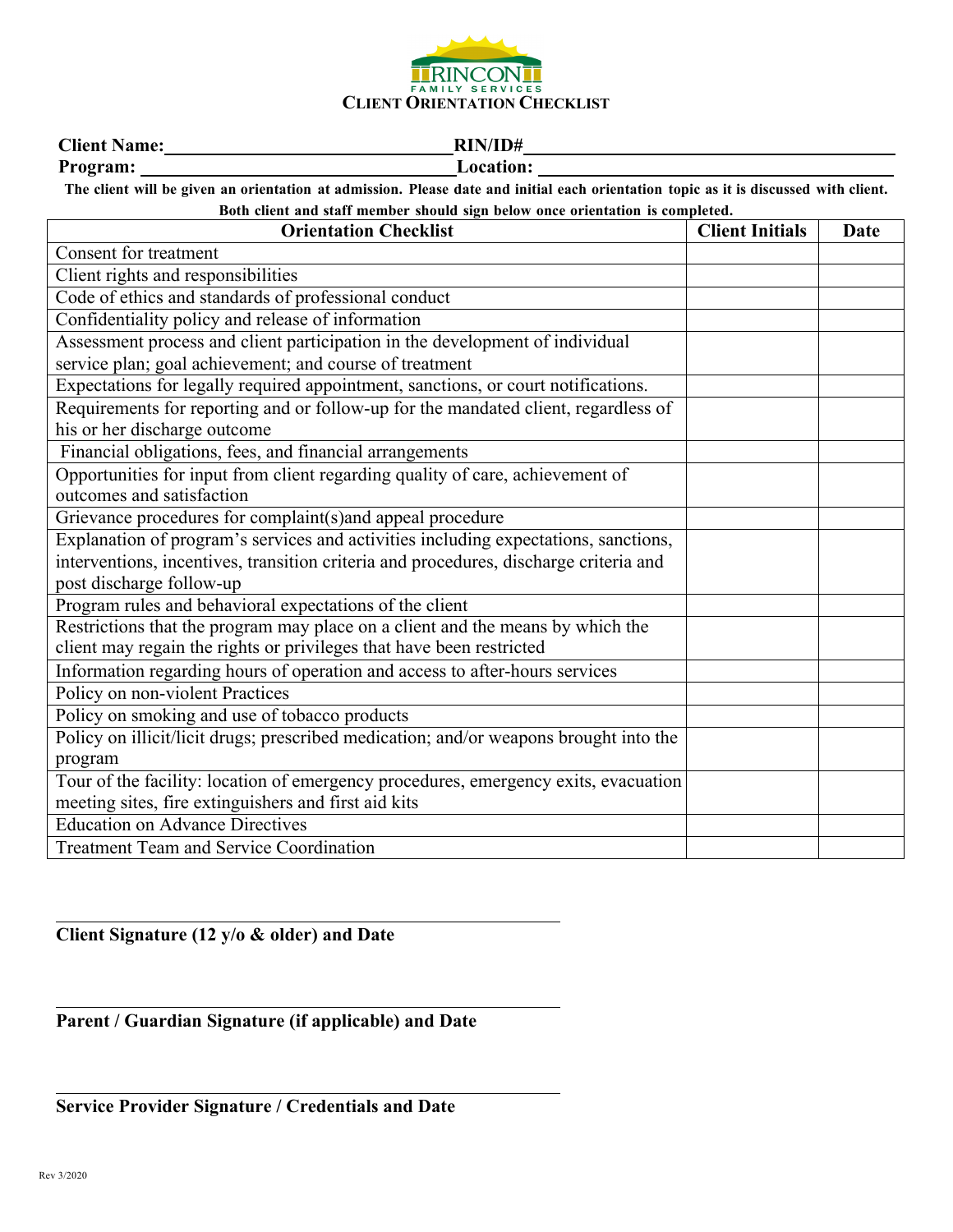RINCON FAMILY SERVICES

# CLIENT ORIENTATION CHECKLIST

**Client Name:** ______________________________ **RIN/ID#** ______________________________

**Program:** ______________________________ **Location:** ______________________________

**The client will be given an orientation at admission. Please date and initial each orientation topic as it is discussed with client. Both client and staff member should sign below once orientation is completed.**

| Orientation Checklist | Client Initials | Date |
|---|---|---|
| Consent for treatment | | |
| Client rights and responsibilities | | |
| Code of ethics and standards of professional conduct | | |
| Confidentiality policy and release of information | | |
| Assessment process and client participation in the development of individual service plan; goal achievement; and course of treatment | | |
| Expectations for legally required appointment, sanctions, or court notifications. | | |
| Requirements for reporting and or follow-up for the mandated client, regardless of his or her discharge outcome | | |
| Financial obligations, fees, and financial arrangements | | |
| Opportunities for input from client regarding quality of care, achievement of outcomes and satisfaction | | |
| Grievance procedures for complaint(s)and appeal procedure | | |
| Explanation of program's services and activities including expectations, sanctions, interventions, incentives, transition criteria and procedures, discharge criteria and post discharge follow-up | | |
| Program rules and behavioral expectations of the client | | |
| Restrictions that the program may place on a client and the means by which the client may regain the rights or privileges that have been restricted | | |
| Information regarding hours of operation and access to after-hours services | | |
| Policy on non-violent Practices | | |
| Policy on smoking and use of tobacco products | | |
| Policy on illicit/licit drugs; prescribed medication; and/or weapons brought into the program | | |
| Tour of the facility: location of emergency procedures, emergency exits, evacuation meeting sites, fire extinguishers and first aid kits | | |
| Education on Advance Directives | | |
| Treatment Team and Service Coordination | | |

______________________________

**Client Signature (12 y/o & older) and Date**

______________________________

**Parent / Guardian Signature (if applicable) and Date**

______________________________

**Service Provider Signature / Credentials and Date**

Rev 3/2020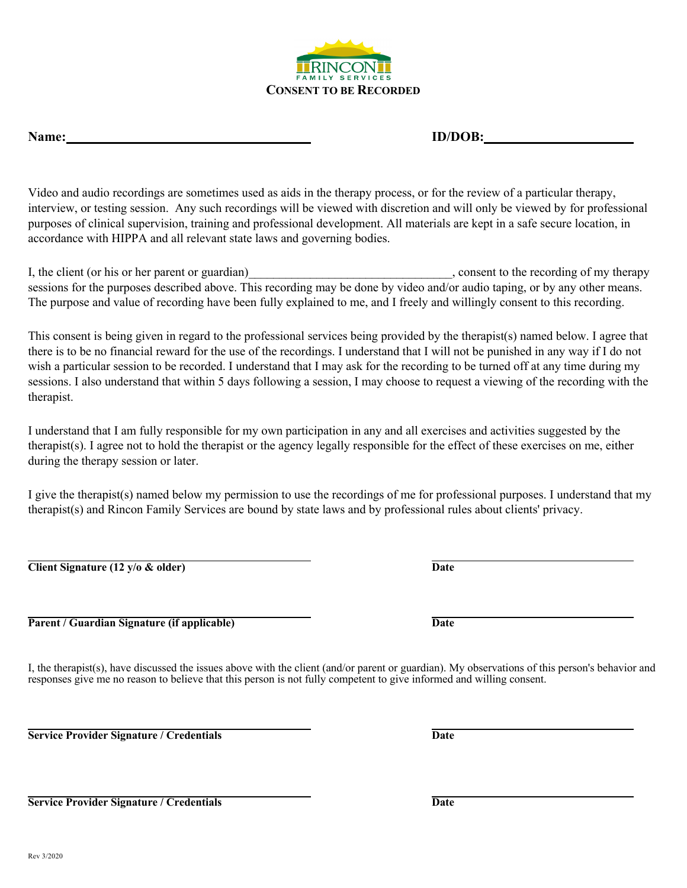RINCON FAMILY SERVICES

# CONSENT TO BE RECORDED

**Name:**\_\_\_\_\_\_\_\_\_\_\_\_\_\_\_\_\_\_\_\_\_\_\_\_\_\_\_\_\_\_\_\_\_\_\_\_ **ID/DOB:**\_\_\_\_\_\_\_\_\_\_\_\_\_\_\_\_\_\_\_\_\_\_

Video and audio recordings are sometimes used as aids in the therapy process, or for the review of a particular therapy, interview, or testing session. Any such recordings will be viewed with discretion and will only be viewed by for professional purposes of clinical supervision, training and professional development. All materials are kept in a safe secure location, in accordance with HIPPA and all relevant state laws and governing bodies.

I, the client (or his or her parent or guardian)\_\_\_\_\_\_\_\_\_\_\_\_\_\_\_\_\_\_\_\_\_\_\_\_\_\_\_\_\_\_\_\_\_\_, consent to the recording of my therapy sessions for the purposes described above. This recording may be done by video and/or audio taping, or by any other means. The purpose and value of recording have been fully explained to me, and I freely and willingly consent to this recording.

This consent is being given in regard to the professional services being provided by the therapist(s) named below. I agree that there is to be no financial reward for the use of the recordings. I understand that I will not be punished in any way if I do not wish a particular session to be recorded. I understand that I may ask for the recording to be turned off at any time during my sessions. I also understand that within 5 days following a session, I may choose to request a viewing of the recording with the therapist.

I understand that I am fully responsible for my own participation in any and all exercises and activities suggested by the therapist(s). I agree not to hold the therapist or the agency legally responsible for the effect of these exercises on me, either during the therapy session or later.

I give the therapist(s) named below my permission to use the recordings of me for professional purposes. I understand that my therapist(s) and Rincon Family Services are bound by state laws and by professional rules about clients' privacy.

\_\_\_\_\_\_\_\_\_\_\_\_\_\_\_\_\_\_\_\_\_\_\_\_\_\_\_\_\_\_\_\_\_\_\_\_ \_\_\_\_\_\_\_\_\_\_\_\_\_\_\_\_\_\_\_\_\_\_
**Client Signature (12 y/o & older)** **Date**

\_\_\_\_\_\_\_\_\_\_\_\_\_\_\_\_\_\_\_\_\_\_\_\_\_\_\_\_\_\_\_\_\_\_\_\_ \_\_\_\_\_\_\_\_\_\_\_\_\_\_\_\_\_\_\_\_\_\_
**Parent / Guardian Signature (if applicable)** **Date**

I, the therapist(s), have discussed the issues above with the client (and/or parent or guardian). My observations of this person's behavior and responses give me no reason to believe that this person is not fully competent to give informed and willing consent.

\_\_\_\_\_\_\_\_\_\_\_\_\_\_\_\_\_\_\_\_\_\_\_\_\_\_\_\_\_\_\_\_\_\_\_\_ \_\_\_\_\_\_\_\_\_\_\_\_\_\_\_\_\_\_\_\_\_\_
**Service Provider Signature / Credentials** **Date**

\_\_\_\_\_\_\_\_\_\_\_\_\_\_\_\_\_\_\_\_\_\_\_\_\_\_\_\_\_\_\_\_\_\_\_\_ \_\_\_\_\_\_\_\_\_\_\_\_\_\_\_\_\_\_\_\_\_\_
**Service Provider Signature / Credentials** **Date**

Rev 3/2020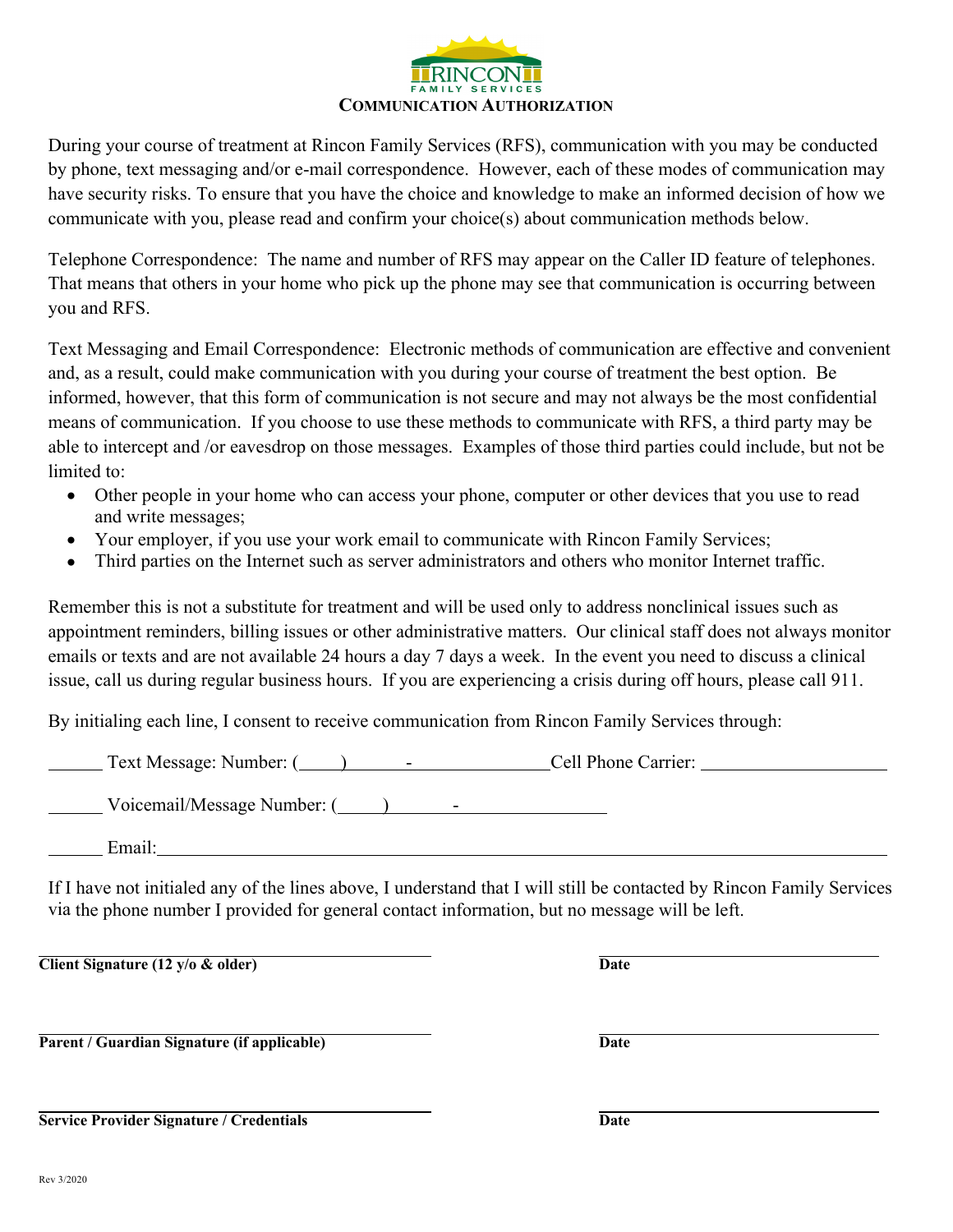RINCON FAMILY SERVICES

# COMMUNICATION AUTHORIZATION

During your course of treatment at Rincon Family Services (RFS), communication with you may be conducted by phone, text messaging and/or e-mail correspondence. However, each of these modes of communication may have security risks. To ensure that you have the choice and knowledge to make an informed decision of how we communicate with you, please read and confirm your choice(s) about communication methods below.

Telephone Correspondence: The name and number of RFS may appear on the Caller ID feature of telephones. That means that others in your home who pick up the phone may see that communication is occurring between you and RFS.

Text Messaging and Email Correspondence: Electronic methods of communication are effective and convenient and, as a result, could make communication with you during your course of treatment the best option. Be informed, however, that this form of communication is not secure and may not always be the most confidential means of communication. If you choose to use these methods to communicate with RFS, a third party may be able to intercept and /or eavesdrop on those messages. Examples of those third parties could include, but not be limited to:

- Other people in your home who can access your phone, computer or other devices that you use to read and write messages;
- Your employer, if you use your work email to communicate with Rincon Family Services;
- Third parties on the Internet such as server administrators and others who monitor Internet traffic.

Remember this is not a substitute for treatment and will be used only to address nonclinical issues such as appointment reminders, billing issues or other administrative matters. Our clinical staff does not always monitor emails or texts and are not available 24 hours a day 7 days a week. In the event you need to discuss a clinical issue, call us during regular business hours. If you are experiencing a crisis during off hours, please call 911.

By initialing each line, I consent to receive communication from Rincon Family Services through:

______ Text Message: Number: (____) ______ - ______________ Cell Phone Carrier: ____________________

______ Voicemail/Message Number: (____) ______ - ______________

______ Email: ______________________________________________________________

If I have not initialed any of the lines above, I understand that I will still be contacted by Rincon Family Services via the phone number I provided for general contact information, but no message will be left.

______________________________ ______________________________
**Client Signature (12 y/o & older)** **Date**

______________________________ ______________________________
**Parent / Guardian Signature (if applicable)** **Date**

______________________________ ______________________________
**Service Provider Signature / Credentials** **Date**

Rev 3/2020